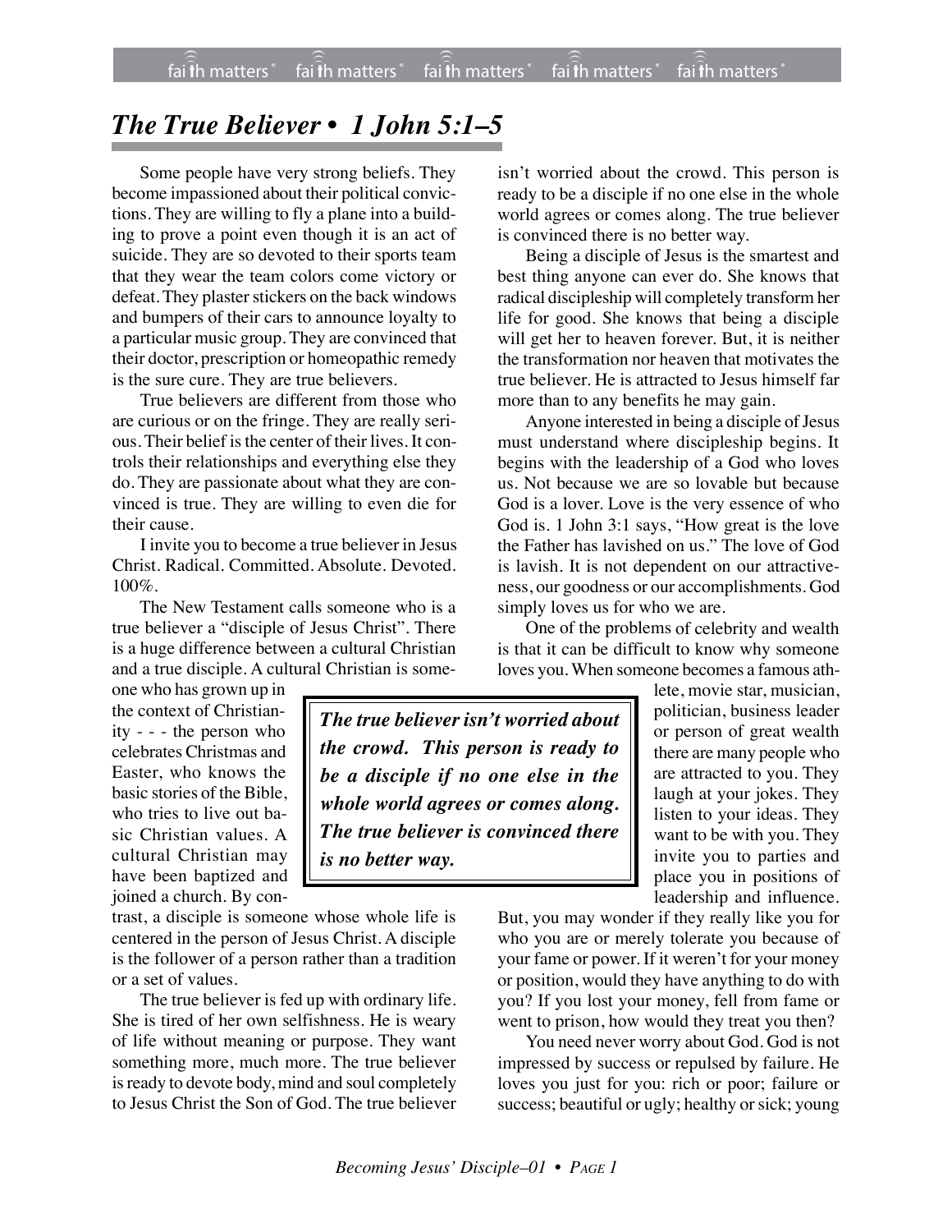# *The True Believer • 1 John 5:1–5*

Some people have very strong beliefs. They become impassioned about their political convictions. They are willing to fly a plane into a building to prove a point even though it is an act of suicide. They are so devoted to their sports team that they wear the team colors come victory or defeat. They plaster stickers on the back windows and bumpers of their cars to announce loyalty to a particular music group. They are convinced that their doctor, prescription or homeopathic remedy is the sure cure. They are true believers.

True believers are different from those who are curious or on the fringe. They are really serious. Their belief is the center of their lives. It controls their relationships and everything else they do. They are passionate about what they are convinced is true. They are willing to even die for their cause.

I invite you to become a true believer in Jesus Christ. Radical. Committed. Absolute. Devoted. 100%.

The New Testament calls someone who is a true believer a "disciple of Jesus Christ". There is a huge difference between a cultural Christian and a true disciple. A cultural Christian is someone who has grown up in the context of Christianity - - - the person who celebrates Christmas and Easter, who knows the basic stories of the Bible, who tries to live out basic Christian values. A cultural Christian may have been baptized and joined a church. By contrast, a disciple is someone whose whole life is centered in the person of Jesus Christ. A disciple is the follower of a person rather than a tradition or a set of values.

The true believer is fed up with ordinary life. She is tired of her own selfishness. He is weary of life without meaning or purpose. They want something more, much more. The true believer is ready to devote body, mind and soul completely to Jesus Christ the Son of God. The true believer isn't worried about the crowd. This person is ready to be a disciple if no one else in the whole world agrees or comes along. The true believer is convinced there is no better way.

> ***The true believer isn't worried about the crowd. This person is ready to be a disciple if no one else in the whole world agrees or comes along. The true believer is convinced there is no better way.***

Being a disciple of Jesus is the smartest and best thing anyone can ever do. She knows that radical discipleship will completely transform her life for good. She knows that being a disciple will get her to heaven forever. But, it is neither the transformation nor heaven that motivates the true believer. He is attracted to Jesus himself far more than to any benefits he may gain.

Anyone interested in being a disciple of Jesus must understand where discipleship begins. It begins with the leadership of a God who loves us. Not because we are so lovable but because God is a lover. Love is the very essence of who God is. 1 John 3:1 says, "How great is the love the Father has lavished on us." The love of God is lavish. It is not dependent on our attractiveness, our goodness or our accomplishments. God simply loves us for who we are.

One of the problems of celebrity and wealth is that it can be difficult to know why someone loves you. When someone becomes a famous athlete, movie star, musician, politician, business leader or person of great wealth there are many people who are attracted to you. They laugh at your jokes. They listen to your ideas. They want to be with you. They invite you to parties and place you in positions of leadership and influence. But, you may wonder if they really like you for who you are or merely tolerate you because of your fame or power. If it weren't for your money or position, would they have anything to do with you? If you lost your money, fell from fame or went to prison, how would they treat you then?

You need never worry about God. God is not impressed by success or repulsed by failure. He loves you just for you: rich or poor; failure or success; beautiful or ugly; healthy or sick; young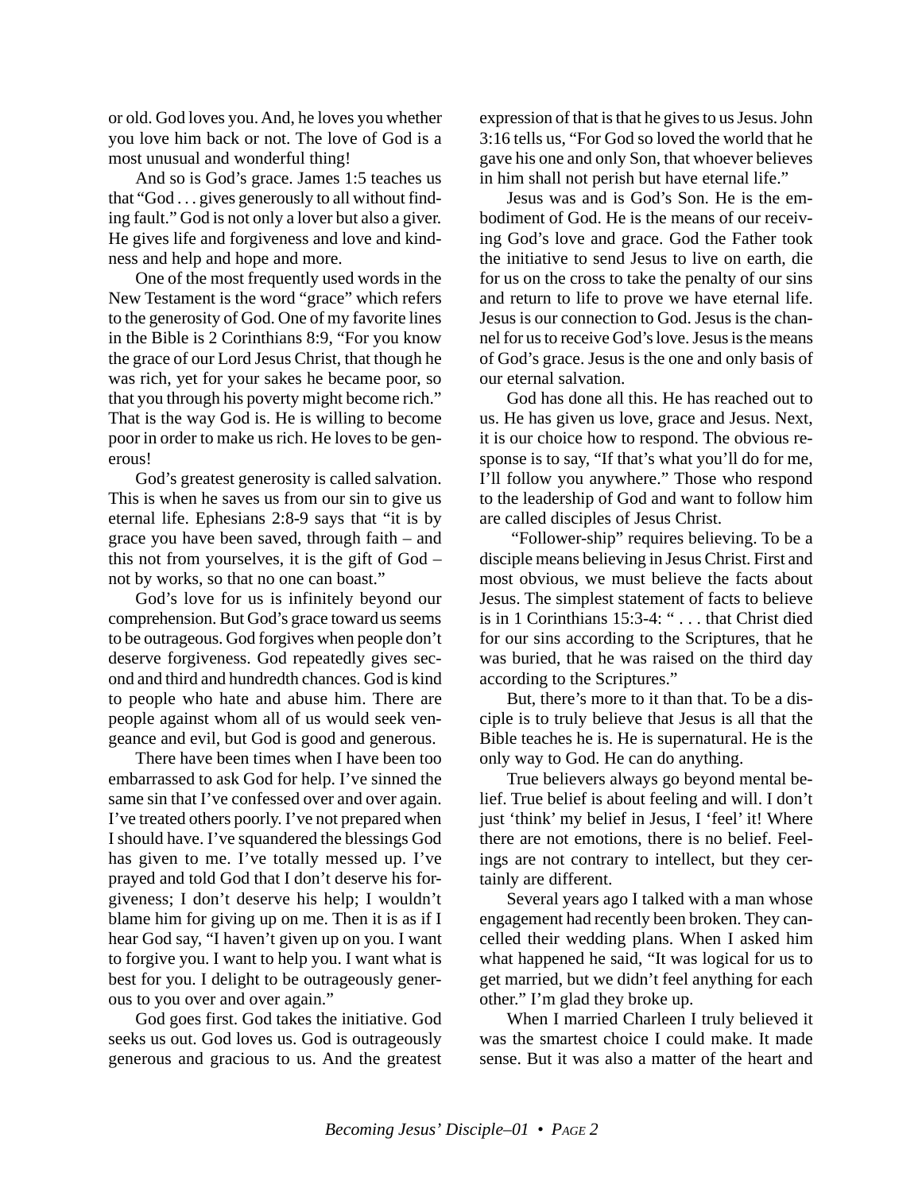or old. God loves you. And, he loves you whether you love him back or not. The love of God is a most unusual and wonderful thing!

And so is God's grace. James 1:5 teaches us that "God . . . gives generously to all without finding fault." God is not only a lover but also a giver. He gives life and forgiveness and love and kindness and help and hope and more.

One of the most frequently used words in the New Testament is the word "grace" which refers to the generosity of God. One of my favorite lines in the Bible is 2 Corinthians 8:9, "For you know the grace of our Lord Jesus Christ, that though he was rich, yet for your sakes he became poor, so that you through his poverty might become rich." That is the way God is. He is willing to become poor in order to make us rich. He loves to be generous!

God's greatest generosity is called salvation. This is when he saves us from our sin to give us eternal life. Ephesians 2:8-9 says that "it is by grace you have been saved, through faith – and this not from yourselves, it is the gift of God – not by works, so that no one can boast."

God's love for us is infinitely beyond our comprehension. But God's grace toward us seems to be outrageous. God forgives when people don't deserve forgiveness. God repeatedly gives second and third and hundredth chances. God is kind to people who hate and abuse him. There are people against whom all of us would seek vengeance and evil, but God is good and generous.

There have been times when I have been too embarrassed to ask God for help. I've sinned the same sin that I've confessed over and over again. I've treated others poorly. I've not prepared when I should have. I've squandered the blessings God has given to me. I've totally messed up. I've prayed and told God that I don't deserve his forgiveness; I don't deserve his help; I wouldn't blame him for giving up on me. Then it is as if I hear God say, "I haven't given up on you. I want to forgive you. I want to help you. I want what is best for you. I delight to be outrageously generous to you over and over again."

God goes first. God takes the initiative. God seeks us out. God loves us. God is outrageously generous and gracious to us. And the greatest expression of that is that he gives to us Jesus. John 3:16 tells us, "For God so loved the world that he gave his one and only Son, that whoever believes in him shall not perish but have eternal life."

Jesus was and is God's Son. He is the embodiment of God. He is the means of our receiving God's love and grace. God the Father took the initiative to send Jesus to live on earth, die for us on the cross to take the penalty of our sins and return to life to prove we have eternal life. Jesus is our connection to God. Jesus is the channel for us to receive God's love. Jesus is the means of God's grace. Jesus is the one and only basis of our eternal salvation.

God has done all this. He has reached out to us. He has given us love, grace and Jesus. Next, it is our choice how to respond. The obvious response is to say, "If that's what you'll do for me, I'll follow you anywhere." Those who respond to the leadership of God and want to follow him are called disciples of Jesus Christ.

"Follower-ship" requires believing. To be a disciple means believing in Jesus Christ. First and most obvious, we must believe the facts about Jesus. The simplest statement of facts to believe is in 1 Corinthians 15:3-4: " . . . that Christ died for our sins according to the Scriptures, that he was buried, that he was raised on the third day according to the Scriptures."

But, there's more to it than that. To be a disciple is to truly believe that Jesus is all that the Bible teaches he is. He is supernatural. He is the only way to God. He can do anything.

True believers always go beyond mental belief. True belief is about feeling and will. I don't just 'think' my belief in Jesus, I 'feel' it! Where there are not emotions, there is no belief. Feelings are not contrary to intellect, but they certainly are different.

Several years ago I talked with a man whose engagement had recently been broken. They cancelled their wedding plans. When I asked him what happened he said, "It was logical for us to get married, but we didn't feel anything for each other." I'm glad they broke up.

When I married Charleen I truly believed it was the smartest choice I could make. It made sense. But it was also a matter of the heart and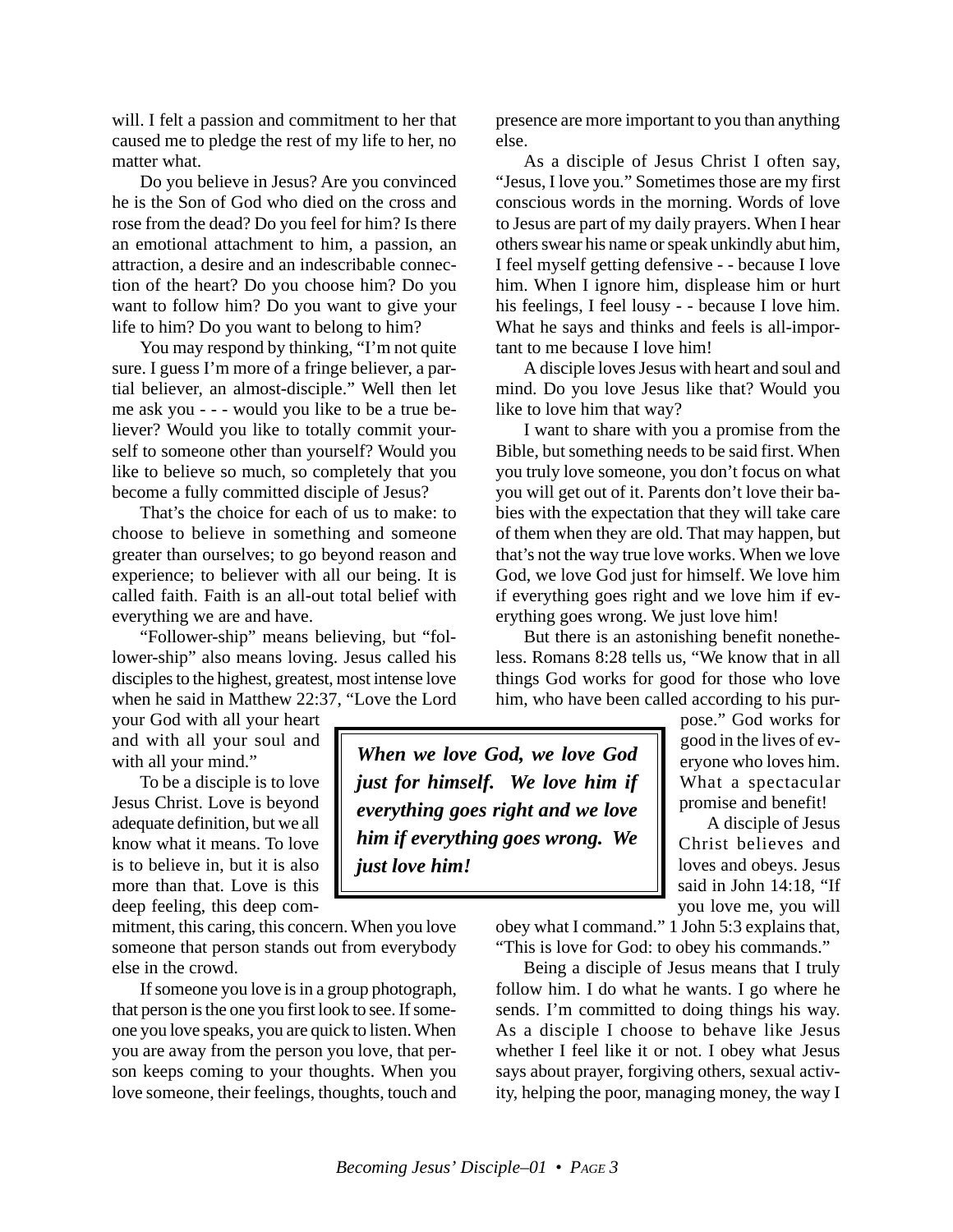will. I felt a passion and commitment to her that caused me to pledge the rest of my life to her, no matter what.

Do you believe in Jesus? Are you convinced he is the Son of God who died on the cross and rose from the dead? Do you feel for him? Is there an emotional attachment to him, a passion, an attraction, a desire and an indescribable connection of the heart? Do you choose him? Do you want to follow him? Do you want to give your life to him? Do you want to belong to him?

You may respond by thinking, "I'm not quite sure. I guess I'm more of a fringe believer, a partial believer, an almost-disciple." Well then let me ask you - - - would you like to be a true believer? Would you like to totally commit yourself to someone other than yourself? Would you like to believe so much, so completely that you become a fully committed disciple of Jesus?

That's the choice for each of us to make: to choose to believe in something and someone greater than ourselves; to go beyond reason and experience; to believer with all our being. It is called faith. Faith is an all-out total belief with everything we are and have.

"Follower-ship" means believing, but "follower-ship" also means loving. Jesus called his disciples to the highest, greatest, most intense love when he said in Matthew 22:37, "Love the Lord your God with all your heart and with all your soul and with all your mind."

To be a disciple is to love Jesus Christ. Love is beyond adequate definition, but we all know what it means. To love is to believe in, but it is also more than that. Love is this deep feeling, this deep commitment, this caring, this concern. When you love someone that person stands out from everybody else in the crowd.

If someone you love is in a group photograph, that person is the one you first look to see. If someone you love speaks, you are quick to listen. When you are away from the person you love, that person keeps coming to your thoughts. When you love someone, their feelings, thoughts, touch and presence are more important to you than anything else.

As a disciple of Jesus Christ I often say, "Jesus, I love you." Sometimes those are my first conscious words in the morning. Words of love to Jesus are part of my daily prayers. When I hear others swear his name or speak unkindly abut him, I feel myself getting defensive - - because I love him. When I ignore him, displease him or hurt his feelings, I feel lousy - - because I love him. What he says and thinks and feels is all-important to me because I love him!

A disciple loves Jesus with heart and soul and mind. Do you love Jesus like that? Would you like to love him that way?

I want to share with you a promise from the Bible, but something needs to be said first. When you truly love someone, you don't focus on what you will get out of it. Parents don't love their babies with the expectation that they will take care of them when they are old. That may happen, but that's not the way true love works. When we love God, we love God just for himself. We love him if everything goes right and we love him if everything goes wrong. We just love him!

> ***When we love God, we love God just for himself. We love him if everything goes right and we love him if everything goes wrong. We just love him!***

But there is an astonishing benefit nonetheless. Romans 8:28 tells us, "We know that in all things God works for good for those who love him, who have been called according to his purpose." God works for good in the lives of everyone who loves him. What a spectacular promise and benefit!

A disciple of Jesus Christ believes and loves and obeys. Jesus said in John 14:18, "If you love me, you will obey what I command." 1 John 5:3 explains that, "This is love for God: to obey his commands."

Being a disciple of Jesus means that I truly follow him. I do what he wants. I go where he sends. I'm committed to doing things his way. As a disciple I choose to behave like Jesus whether I feel like it or not. I obey what Jesus says about prayer, forgiving others, sexual activity, helping the poor, managing money, the way I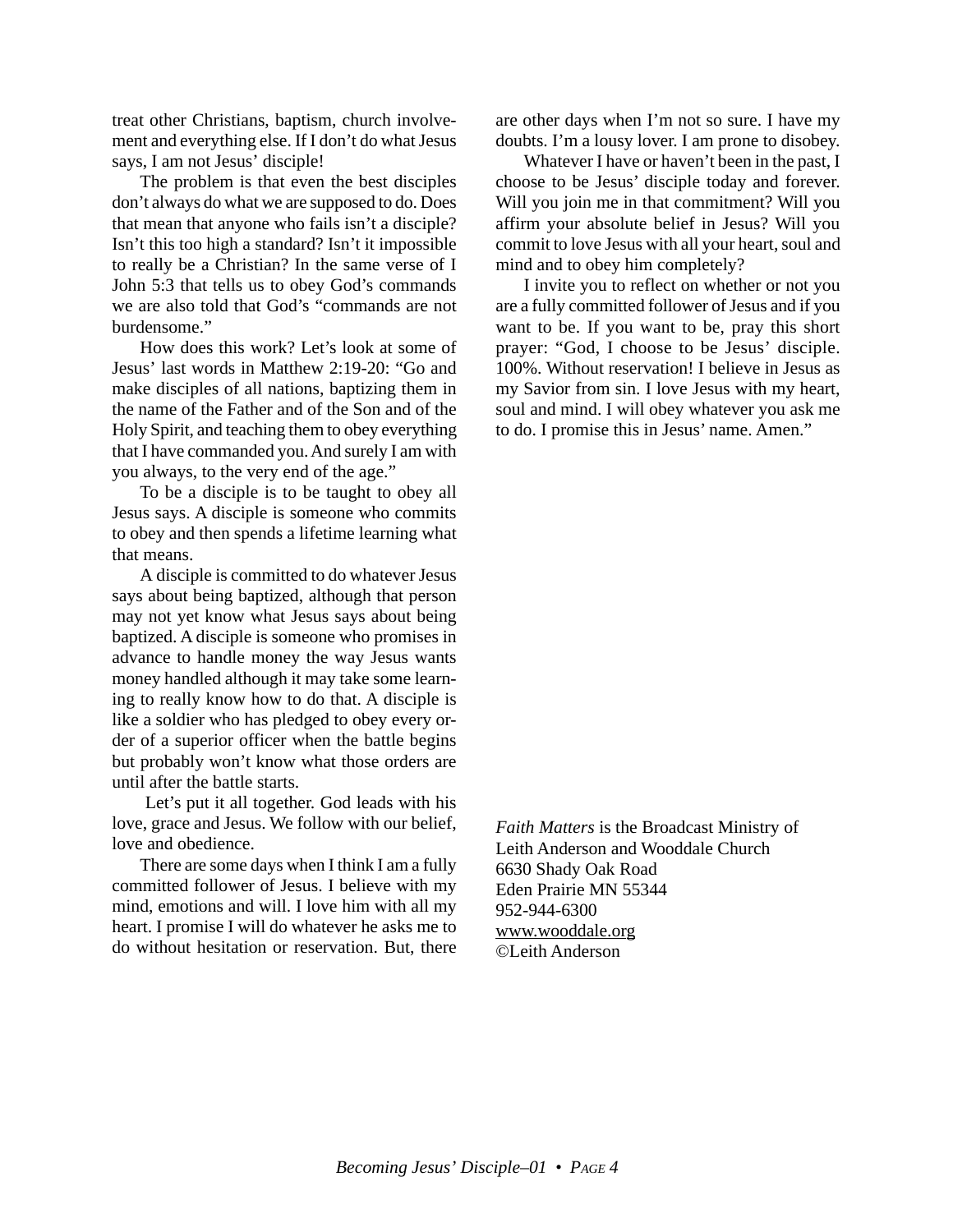treat other Christians, baptism, church involvement and everything else. If I don't do what Jesus says, I am not Jesus' disciple!

The problem is that even the best disciples don't always do what we are supposed to do. Does that mean that anyone who fails isn't a disciple? Isn't this too high a standard? Isn't it impossible to really be a Christian? In the same verse of I John 5:3 that tells us to obey God's commands we are also told that God's "commands are not burdensome."

How does this work? Let's look at some of Jesus' last words in Matthew 2:19-20: "Go and make disciples of all nations, baptizing them in the name of the Father and of the Son and of the Holy Spirit, and teaching them to obey everything that I have commanded you. And surely I am with you always, to the very end of the age."

To be a disciple is to be taught to obey all Jesus says. A disciple is someone who commits to obey and then spends a lifetime learning what that means.

A disciple is committed to do whatever Jesus says about being baptized, although that person may not yet know what Jesus says about being baptized. A disciple is someone who promises in advance to handle money the way Jesus wants money handled although it may take some learning to really know how to do that. A disciple is like a soldier who has pledged to obey every order of a superior officer when the battle begins but probably won't know what those orders are until after the battle starts.

Let's put it all together. God leads with his love, grace and Jesus. We follow with our belief, love and obedience.

There are some days when I think I am a fully committed follower of Jesus. I believe with my mind, emotions and will. I love him with all my heart. I promise I will do whatever he asks me to do without hesitation or reservation. But, there are other days when I'm not so sure. I have my doubts. I'm a lousy lover. I am prone to disobey.

Whatever I have or haven't been in the past, I choose to be Jesus' disciple today and forever. Will you join me in that commitment? Will you affirm your absolute belief in Jesus? Will you commit to love Jesus with all your heart, soul and mind and to obey him completely?

I invite you to reflect on whether or not you are a fully committed follower of Jesus and if you want to be. If you want to be, pray this short prayer: "God, I choose to be Jesus' disciple. 100%. Without reservation! I believe in Jesus as my Savior from sin. I love Jesus with my heart, soul and mind. I will obey whatever you ask me to do. I promise this in Jesus' name. Amen."

*Faith Matters* is the Broadcast Ministry of
Leith Anderson and Wooddale Church
6630 Shady Oak Road
Eden Prairie MN 55344
952-944-6300
www.wooddale.org
©Leith Anderson